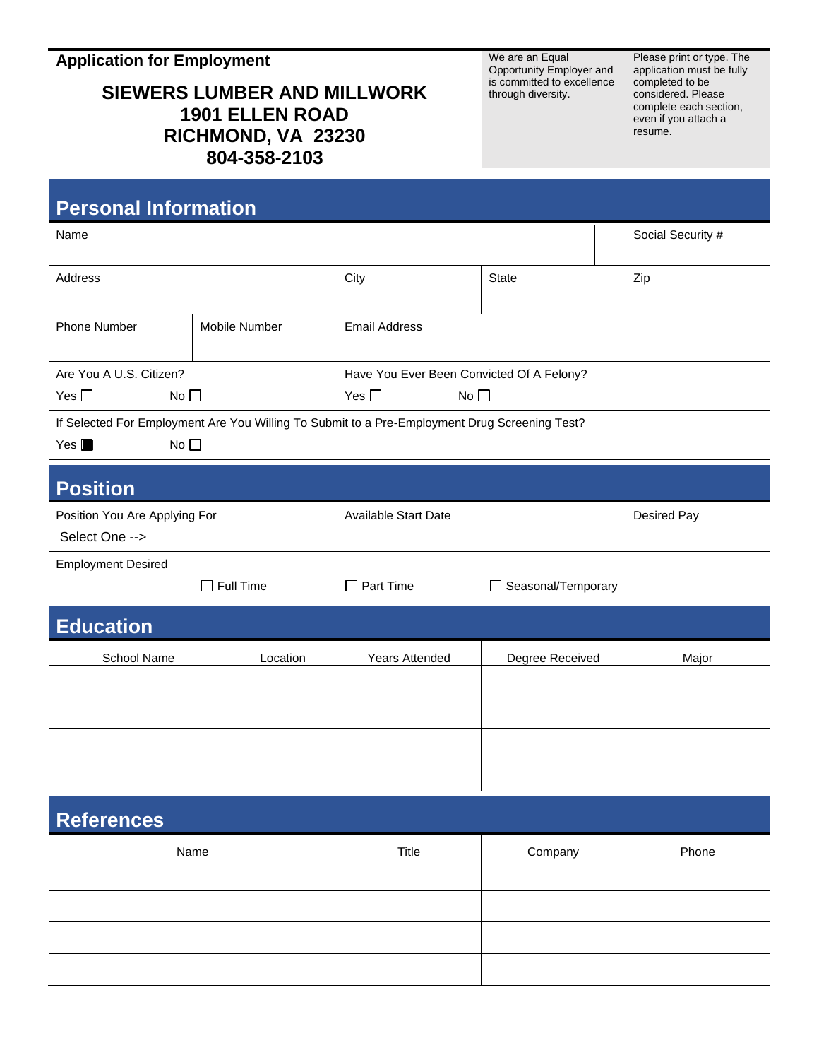**Application for Employment**

## SIEWERS LUMBER AND MILLWORK
## 1901 ELLEN ROAD
## RICHMOND, VA 23230
## 804-358-2103

We are an Equal Opportunity Employer and is committed to excellence through diversity.

Please print or type. The application must be fully completed to be considered. Please complete each section, even if you attach a resume.

## Personal Information

| Name | | | | Social Security # |
|---|---|---|---|---|
| Address | | City | State | Zip |
| Phone Number | Mobile Number | Email Address | | |

Are You A U.S. Citizen?
Yes ☐ No ☐

Have You Ever Been Convicted Of A Felony?
Yes ☐ No ☐

If Selected For Employment Are You Willing To Submit to a Pre-Employment Drug Screening Test?
Yes ■ No ☐

## Position

| Position You Are Applying For | Available Start Date | Desired Pay |
|---|---|---|
| Select One --> | | |

Employment Desired
☐ Full Time ☐ Part Time ☐ Seasonal/Temporary

## Education

| School Name | Location | Years Attended | Degree Received | Major |
|---|---|---|---|---|
| | | | | |
| | | | | |
| | | | | |
| | | | | |

## References

| Name | Title | Company | Phone |
|---|---|---|---|
| | | | |
| | | | |
| | | | |
| | | | |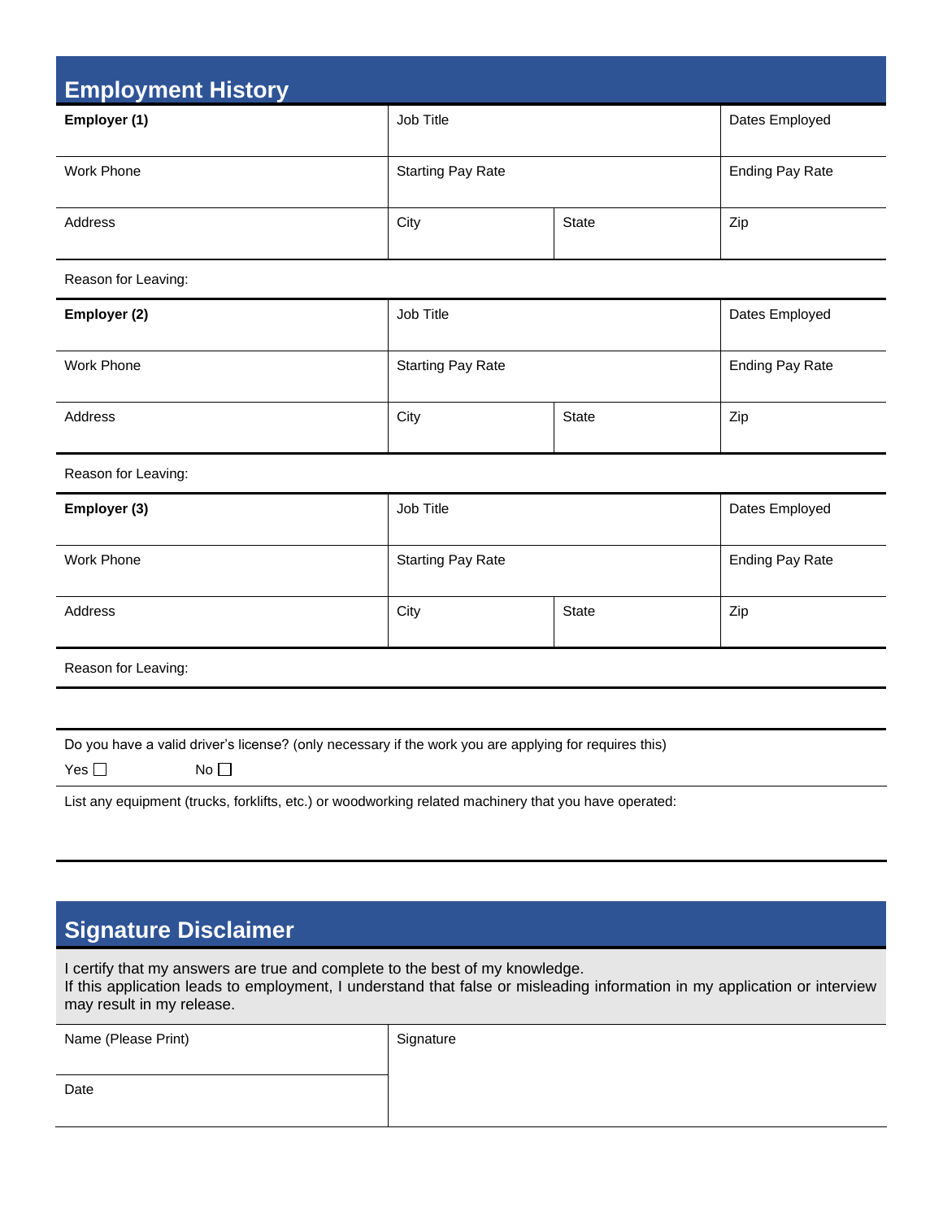## Employment History

| | | | |
|---|---|---|---|
| **Employer (1)** | Job Title | | Dates Employed |
| Work Phone | Starting Pay Rate | | Ending Pay Rate |
| Address | City | State | Zip |

Reason for Leaving:

| | | | |
|---|---|---|---|
| **Employer (2)** | Job Title | | Dates Employed |
| Work Phone | Starting Pay Rate | | Ending Pay Rate |
| Address | City | State | Zip |

Reason for Leaving:

| | | | |
|---|---|---|---|
| **Employer (3)** | Job Title | | Dates Employed |
| Work Phone | Starting Pay Rate | | Ending Pay Rate |
| Address | City | State | Zip |

Reason for Leaving:

Do you have a valid driver's license? (only necessary if the work you are applying for requires this)

Yes ☐ No ☐

List any equipment (trucks, forklifts, etc.) or woodworking related machinery that you have operated:

## Signature Disclaimer

I certify that my answers are true and complete to the best of my knowledge.
If this application leads to employment, I understand that false or misleading information in my application or interview may result in my release.

| | |
|---|---|
| Name (Please Print) | Signature |
| Date | |